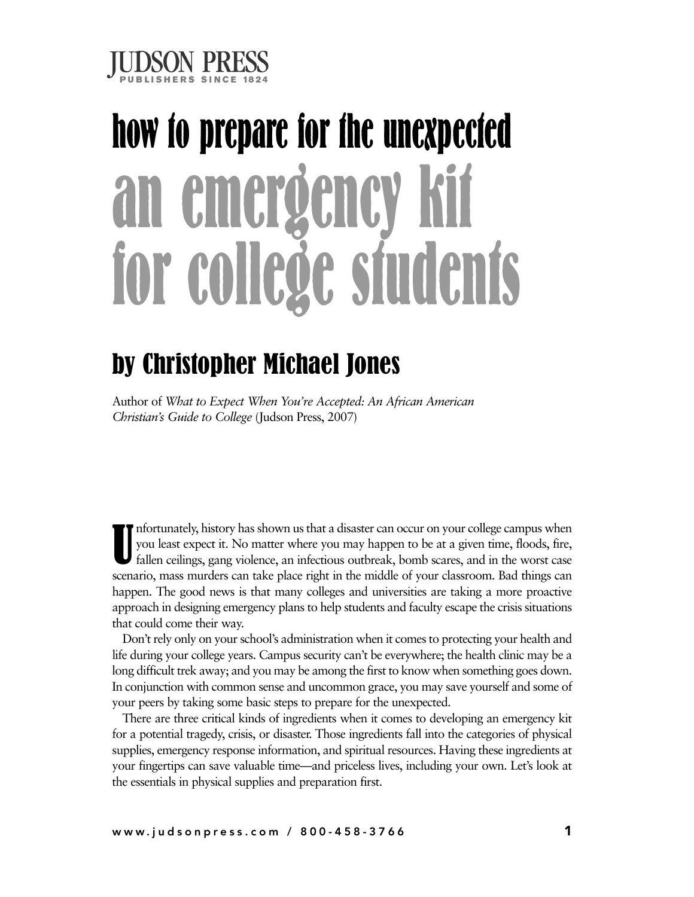JUDSON PRESS
PUBLISHERS SINCE 1824

# how to prepare for the unexpected

# an emergency kit for college students

## by Christopher Michael Jones

Author of *What to Expect When You're Accepted: An African American Christian's Guide to College* (Judson Press, 2007)

Unfortunately, history has shown us that a disaster can occur on your college campus when you least expect it. No matter where you may happen to be at a given time, floods, fire, fallen ceilings, gang violence, an infectious outbreak, bomb scares, and in the worst case scenario, mass murders can take place right in the middle of your classroom. Bad things can happen. The good news is that many colleges and universities are taking a more proactive approach in designing emergency plans to help students and faculty escape the crisis situations that could come their way.

Don't rely only on your school's administration when it comes to protecting your health and life during your college years. Campus security can't be everywhere; the health clinic may be a long difficult trek away; and you may be among the first to know when something goes down. In conjunction with common sense and uncommon grace, you may save yourself and some of your peers by taking some basic steps to prepare for the unexpected.

There are three critical kinds of ingredients when it comes to developing an emergency kit for a potential tragedy, crisis, or disaster. Those ingredients fall into the categories of physical supplies, emergency response information, and spiritual resources. Having these ingredients at your fingertips can save valuable time—and priceless lives, including your own. Let's look at the essentials in physical supplies and preparation first.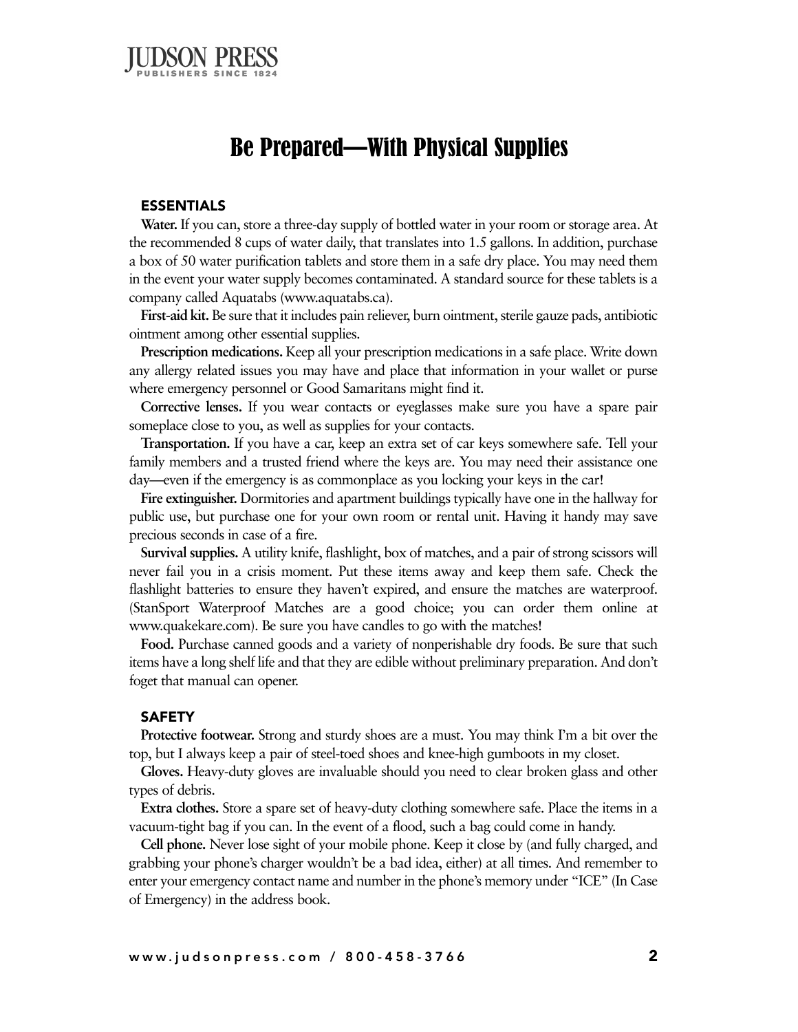# Be Prepared—With Physical Supplies

## ESSENTIALS

**Water.** If you can, store a three-day supply of bottled water in your room or storage area. At the recommended 8 cups of water daily, that translates into 1.5 gallons. In addition, purchase a box of 50 water purification tablets and store them in a safe dry place. You may need them in the event your water supply becomes contaminated. A standard source for these tablets is a company called Aquatabs (www.aquatabs.ca).

**First-aid kit.** Be sure that it includes pain reliever, burn ointment, sterile gauze pads, antibiotic ointment among other essential supplies.

**Prescription medications.** Keep all your prescription medications in a safe place. Write down any allergy related issues you may have and place that information in your wallet or purse where emergency personnel or Good Samaritans might find it.

**Corrective lenses.** If you wear contacts or eyeglasses make sure you have a spare pair someplace close to you, as well as supplies for your contacts.

**Transportation.** If you have a car, keep an extra set of car keys somewhere safe. Tell your family members and a trusted friend where the keys are. You may need their assistance one day—even if the emergency is as commonplace as you locking your keys in the car!

**Fire extinguisher.** Dormitories and apartment buildings typically have one in the hallway for public use, but purchase one for your own room or rental unit. Having it handy may save precious seconds in case of a fire.

**Survival supplies.** A utility knife, flashlight, box of matches, and a pair of strong scissors will never fail you in a crisis moment. Put these items away and keep them safe. Check the flashlight batteries to ensure they haven't expired, and ensure the matches are waterproof. (StanSport Waterproof Matches are a good choice; you can order them online at www.quakekare.com). Be sure you have candles to go with the matches!

**Food.** Purchase canned goods and a variety of nonperishable dry foods. Be sure that such items have a long shelf life and that they are edible without preliminary preparation. And don't foget that manual can opener.

## SAFETY

**Protective footwear.** Strong and sturdy shoes are a must. You may think I'm a bit over the top, but I always keep a pair of steel-toed shoes and knee-high gumboots in my closet.

**Gloves.** Heavy-duty gloves are invaluable should you need to clear broken glass and other types of debris.

**Extra clothes.** Store a spare set of heavy-duty clothing somewhere safe. Place the items in a vacuum-tight bag if you can. In the event of a flood, such a bag could come in handy.

**Cell phone.** Never lose sight of your mobile phone. Keep it close by (and fully charged, and grabbing your phone's charger wouldn't be a bad idea, either) at all times. And remember to enter your emergency contact name and number in the phone's memory under "ICE" (In Case of Emergency) in the address book.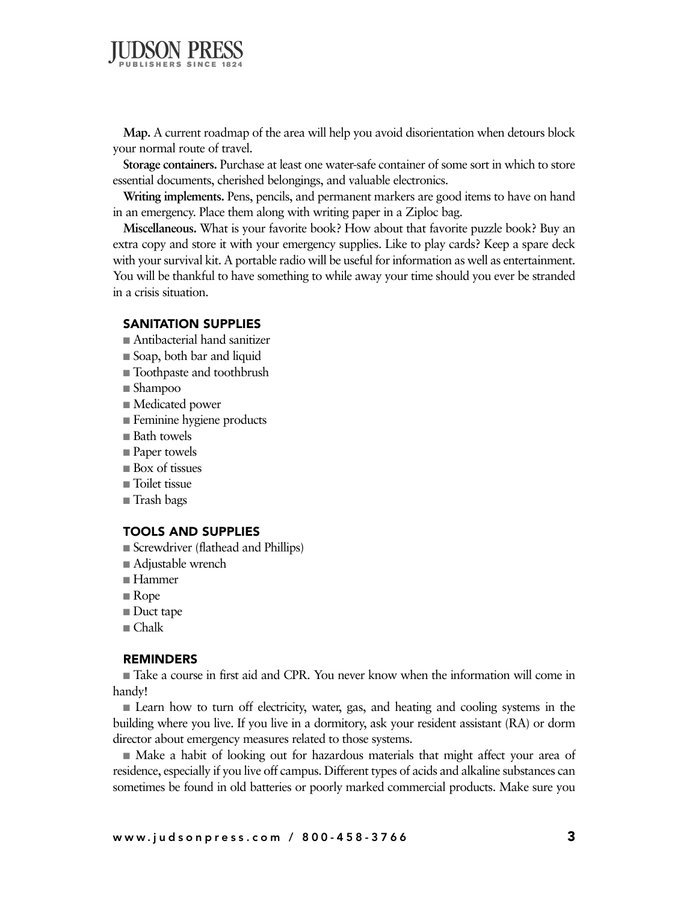**Map.** A current roadmap of the area will help you avoid disorientation when detours block your normal route of travel.

**Storage containers.** Purchase at least one water-safe container of some sort in which to store essential documents, cherished belongings, and valuable electronics.

**Writing implements.** Pens, pencils, and permanent markers are good items to have on hand in an emergency. Place them along with writing paper in a Ziploc bag.

**Miscellaneous.** What is your favorite book? How about that favorite puzzle book? Buy an extra copy and store it with your emergency supplies. Like to play cards? Keep a spare deck with your survival kit. A portable radio will be useful for information as well as entertainment. You will be thankful to have something to while away your time should you ever be stranded in a crisis situation.

## SANITATION SUPPLIES

- Antibacterial hand sanitizer
- Soap, both bar and liquid
- Toothpaste and toothbrush
- Shampoo
- Medicated power
- Feminine hygiene products
- Bath towels
- Paper towels
- Box of tissues
- Toilet tissue
- Trash bags

## TOOLS AND SUPPLIES

- Screwdriver (flathead and Phillips)
- Adjustable wrench
- Hammer
- Rope
- Duct tape
- Chalk

## REMINDERS

- Take a course in first aid and CPR. You never know when the information will come in handy!
- Learn how to turn off electricity, water, gas, and heating and cooling systems in the building where you live. If you live in a dormitory, ask your resident assistant (RA) or dorm director about emergency measures related to those systems.
- Make a habit of looking out for hazardous materials that might affect your area of residence, especially if you live off campus. Different types of acids and alkaline substances can sometimes be found in old batteries or poorly marked commercial products. Make sure you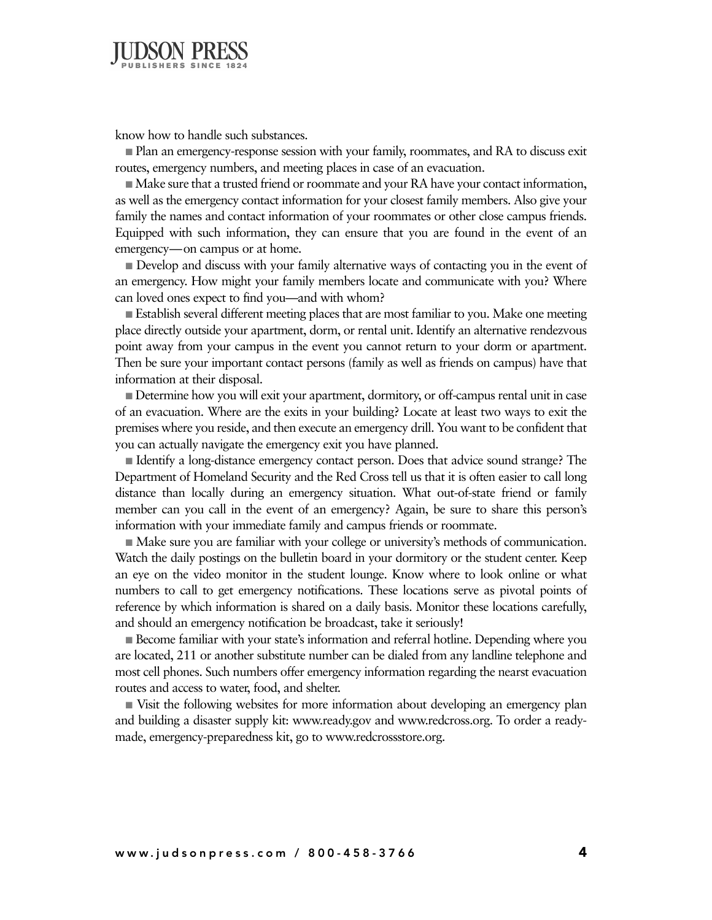know how to handle such substances.

■ Plan an emergency-response session with your family, roommates, and RA to discuss exit routes, emergency numbers, and meeting places in case of an evacuation.

■ Make sure that a trusted friend or roommate and your RA have your contact information, as well as the emergency contact information for your closest family members. Also give your family the names and contact information of your roommates or other close campus friends. Equipped with such information, they can ensure that you are found in the event of an emergency—on campus or at home.

■ Develop and discuss with your family alternative ways of contacting you in the event of an emergency. How might your family members locate and communicate with you? Where can loved ones expect to find you—and with whom?

■ Establish several different meeting places that are most familiar to you. Make one meeting place directly outside your apartment, dorm, or rental unit. Identify an alternative rendezvous point away from your campus in the event you cannot return to your dorm or apartment. Then be sure your important contact persons (family as well as friends on campus) have that information at their disposal.

■ Determine how you will exit your apartment, dormitory, or off-campus rental unit in case of an evacuation. Where are the exits in your building? Locate at least two ways to exit the premises where you reside, and then execute an emergency drill. You want to be confident that you can actually navigate the emergency exit you have planned.

■ Identify a long-distance emergency contact person. Does that advice sound strange? The Department of Homeland Security and the Red Cross tell us that it is often easier to call long distance than locally during an emergency situation. What out-of-state friend or family member can you call in the event of an emergency? Again, be sure to share this person's information with your immediate family and campus friends or roommate.

■ Make sure you are familiar with your college or university's methods of communication. Watch the daily postings on the bulletin board in your dormitory or the student center. Keep an eye on the video monitor in the student lounge. Know where to look online or what numbers to call to get emergency notifications. These locations serve as pivotal points of reference by which information is shared on a daily basis. Monitor these locations carefully, and should an emergency notification be broadcast, take it seriously!

■ Become familiar with your state's information and referral hotline. Depending where you are located, 211 or another substitute number can be dialed from any landline telephone and most cell phones. Such numbers offer emergency information regarding the nearst evacuation routes and access to water, food, and shelter.

■ Visit the following websites for more information about developing an emergency plan and building a disaster supply kit: www.ready.gov and www.redcross.org. To order a ready-made, emergency-preparedness kit, go to www.redcrossstore.org.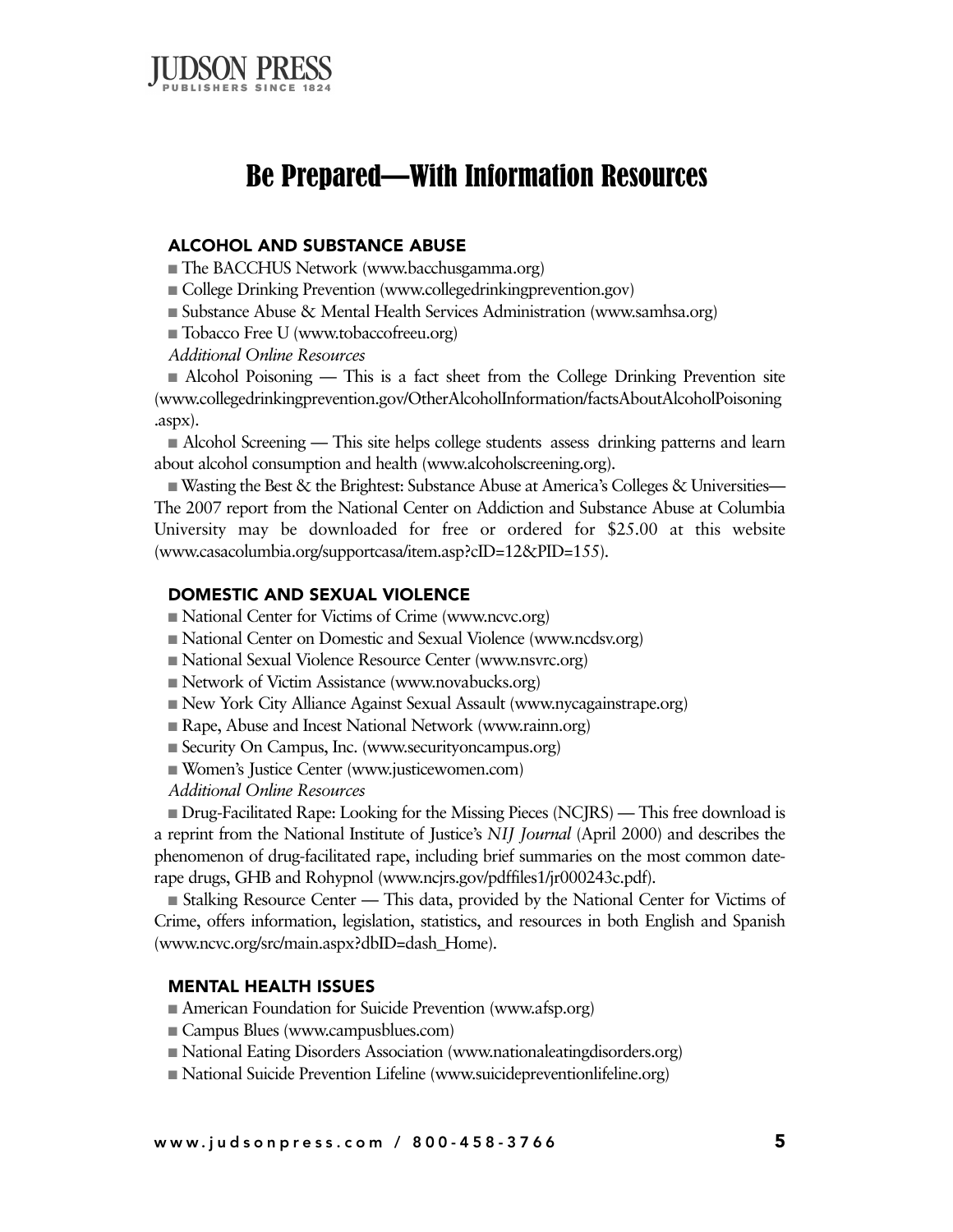# Be Prepared—With Information Resources

### ALCOHOL AND SUBSTANCE ABUSE

- The BACCHUS Network (www.bacchusgamma.org)
- College Drinking Prevention (www.collegedrinkingprevention.gov)
- Substance Abuse & Mental Health Services Administration (www.samhsa.org)
- Tobacco Free U (www.tobaccofreeu.org)

*Additional Online Resources*

- Alcohol Poisoning — This is a fact sheet from the College Drinking Prevention site (www.collegedrinkingprevention.gov/OtherAlcoholInformation/factsAboutAlcoholPoisoning.aspx).
- Alcohol Screening — This site helps college students assess drinking patterns and learn about alcohol consumption and health (www.alcoholscreening.org).
- Wasting the Best & the Brightest: Substance Abuse at America's Colleges & Universities—The 2007 report from the National Center on Addiction and Substance Abuse at Columbia University may be downloaded for free or ordered for $25.00 at this website (www.casacolumbia.org/supportcasa/item.asp?cID=12&PID=155).

### DOMESTIC AND SEXUAL VIOLENCE

- National Center for Victims of Crime (www.ncvc.org)
- National Center on Domestic and Sexual Violence (www.ncdsv.org)
- National Sexual Violence Resource Center (www.nsvrc.org)
- Network of Victim Assistance (www.novabucks.org)
- New York City Alliance Against Sexual Assault (www.nycagainstrape.org)
- Rape, Abuse and Incest National Network (www.rainn.org)
- Security On Campus, Inc. (www.securityoncampus.org)
- Women's Justice Center (www.justicewomen.com)

*Additional Online Resources*

- Drug-Facilitated Rape: Looking for the Missing Pieces (NCJRS) — This free download is a reprint from the National Institute of Justice's *NIJ Journal* (April 2000) and describes the phenomenon of drug-facilitated rape, including brief summaries on the most common date-rape drugs, GHB and Rohypnol (www.ncjrs.gov/pdffiles1/jr000243c.pdf).
- Stalking Resource Center — This data, provided by the National Center for Victims of Crime, offers information, legislation, statistics, and resources in both English and Spanish (www.ncvc.org/src/main.aspx?dbID=dash_Home).

### MENTAL HEALTH ISSUES

- American Foundation for Suicide Prevention (www.afsp.org)
- Campus Blues (www.campusblues.com)
- National Eating Disorders Association (www.nationaleatingdisorders.org)
- National Suicide Prevention Lifeline (www.suicidepreventionlifeline.org)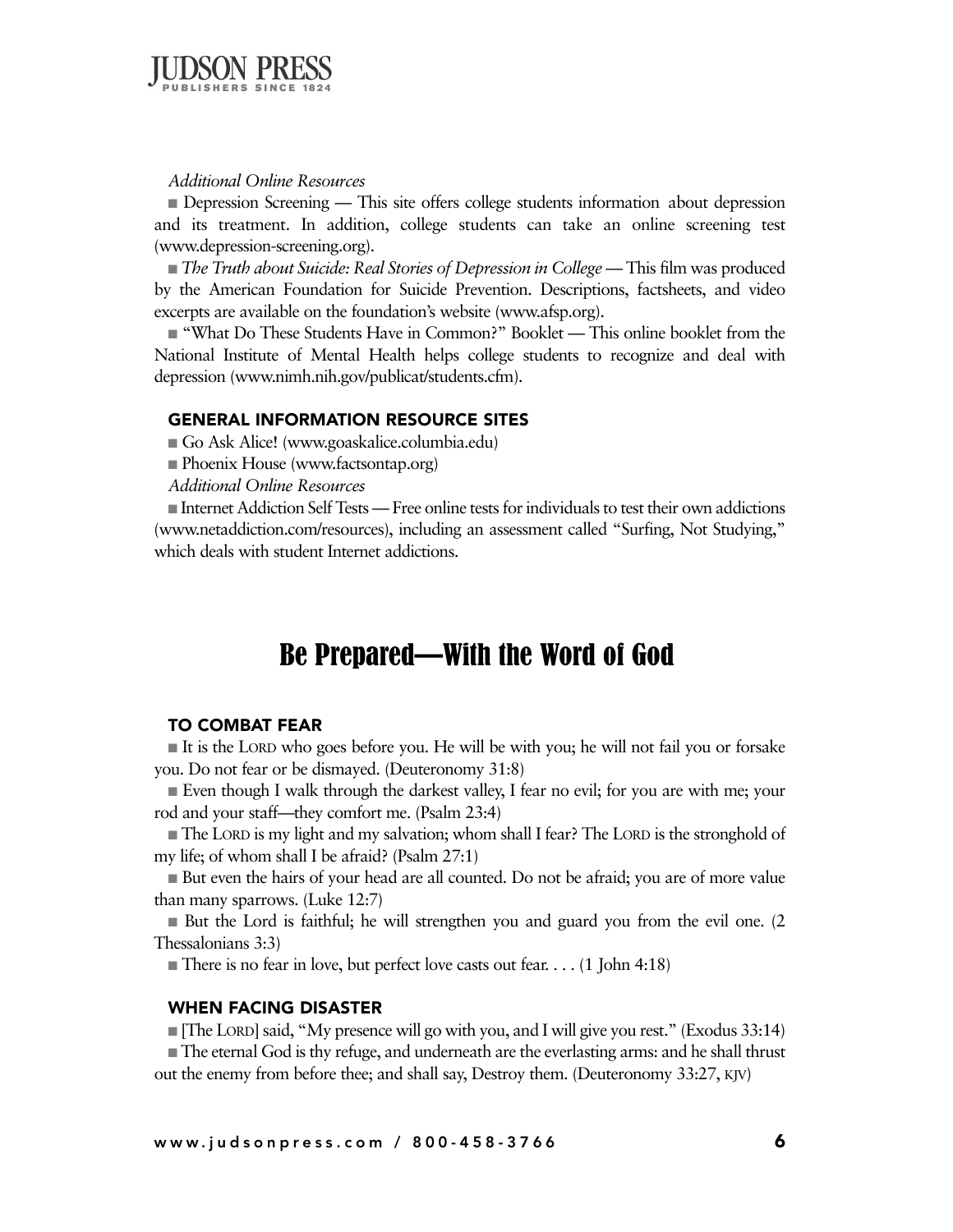*Additional Online Resources*

- Depression Screening — This site offers college students information about depression and its treatment. In addition, college students can take an online screening test (www.depression-screening.org).
- *The Truth about Suicide: Real Stories of Depression in College* — This film was produced by the American Foundation for Suicide Prevention. Descriptions, factsheets, and video excerpts are available on the foundation's website (www.afsp.org).
- "What Do These Students Have in Common?" Booklet — This online booklet from the National Institute of Mental Health helps college students to recognize and deal with depression (www.nimh.nih.gov/publicat/students.cfm).

### GENERAL INFORMATION RESOURCE SITES

- Go Ask Alice! (www.goaskalice.columbia.edu)
- Phoenix House (www.factsontap.org)

*Additional Online Resources*

- Internet Addiction Self Tests — Free online tests for individuals to test their own addictions (www.netaddiction.com/resources), including an assessment called "Surfing, Not Studying," which deals with student Internet addictions.

## Be Prepared—With the Word of God

### TO COMBAT FEAR

- It is the LORD who goes before you. He will be with you; he will not fail you or forsake you. Do not fear or be dismayed. (Deuteronomy 31:8)
- Even though I walk through the darkest valley, I fear no evil; for you are with me; your rod and your staff—they comfort me. (Psalm 23:4)
- The LORD is my light and my salvation; whom shall I fear? The LORD is the stronghold of my life; of whom shall I be afraid? (Psalm 27:1)
- But even the hairs of your head are all counted. Do not be afraid; you are of more value than many sparrows. (Luke 12:7)
- But the Lord is faithful; he will strengthen you and guard you from the evil one. (2 Thessalonians 3:3)
- There is no fear in love, but perfect love casts out fear. . . . (1 John 4:18)

### WHEN FACING DISASTER

- [The LORD] said, "My presence will go with you, and I will give you rest." (Exodus 33:14)
- The eternal God is thy refuge, and underneath are the everlasting arms: and he shall thrust out the enemy from before thee; and shall say, Destroy them. (Deuteronomy 33:27, KJV)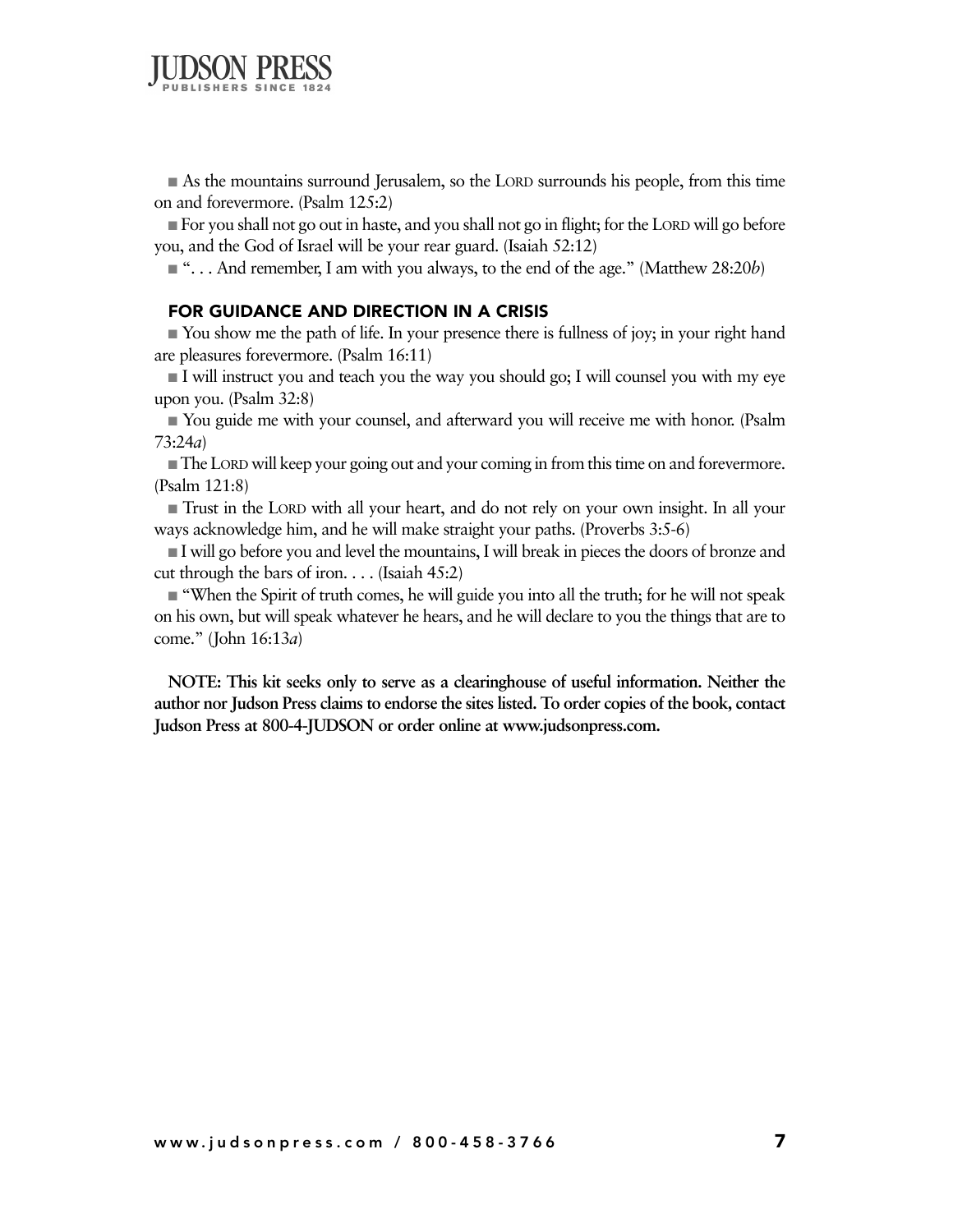- As the mountains surround Jerusalem, so the LORD surrounds his people, from this time on and forevermore. (Psalm 125:2)
- For you shall not go out in haste, and you shall not go in flight; for the LORD will go before you, and the God of Israel will be your rear guard. (Isaiah 52:12)
- ". . . And remember, I am with you always, to the end of the age." (Matthew 28:20*b*)

### FOR GUIDANCE AND DIRECTION IN A CRISIS

- You show me the path of life. In your presence there is fullness of joy; in your right hand are pleasures forevermore. (Psalm 16:11)
- I will instruct you and teach you the way you should go; I will counsel you with my eye upon you. (Psalm 32:8)
- You guide me with your counsel, and afterward you will receive me with honor. (Psalm 73:24*a*)
- The LORD will keep your going out and your coming in from this time on and forevermore. (Psalm 121:8)
- Trust in the LORD with all your heart, and do not rely on your own insight. In all your ways acknowledge him, and he will make straight your paths. (Proverbs 3:5-6)
- I will go before you and level the mountains, I will break in pieces the doors of bronze and cut through the bars of iron. . . . (Isaiah 45:2)
- "When the Spirit of truth comes, he will guide you into all the truth; for he will not speak on his own, but will speak whatever he hears, and he will declare to you the things that are to come." (John 16:13*a*)

**NOTE: This kit seeks only to serve as a clearinghouse of useful information. Neither the author nor Judson Press claims to endorse the sites listed. To order copies of the book, contact Judson Press at 800-4-JUDSON or order online at www.judsonpress.com.**